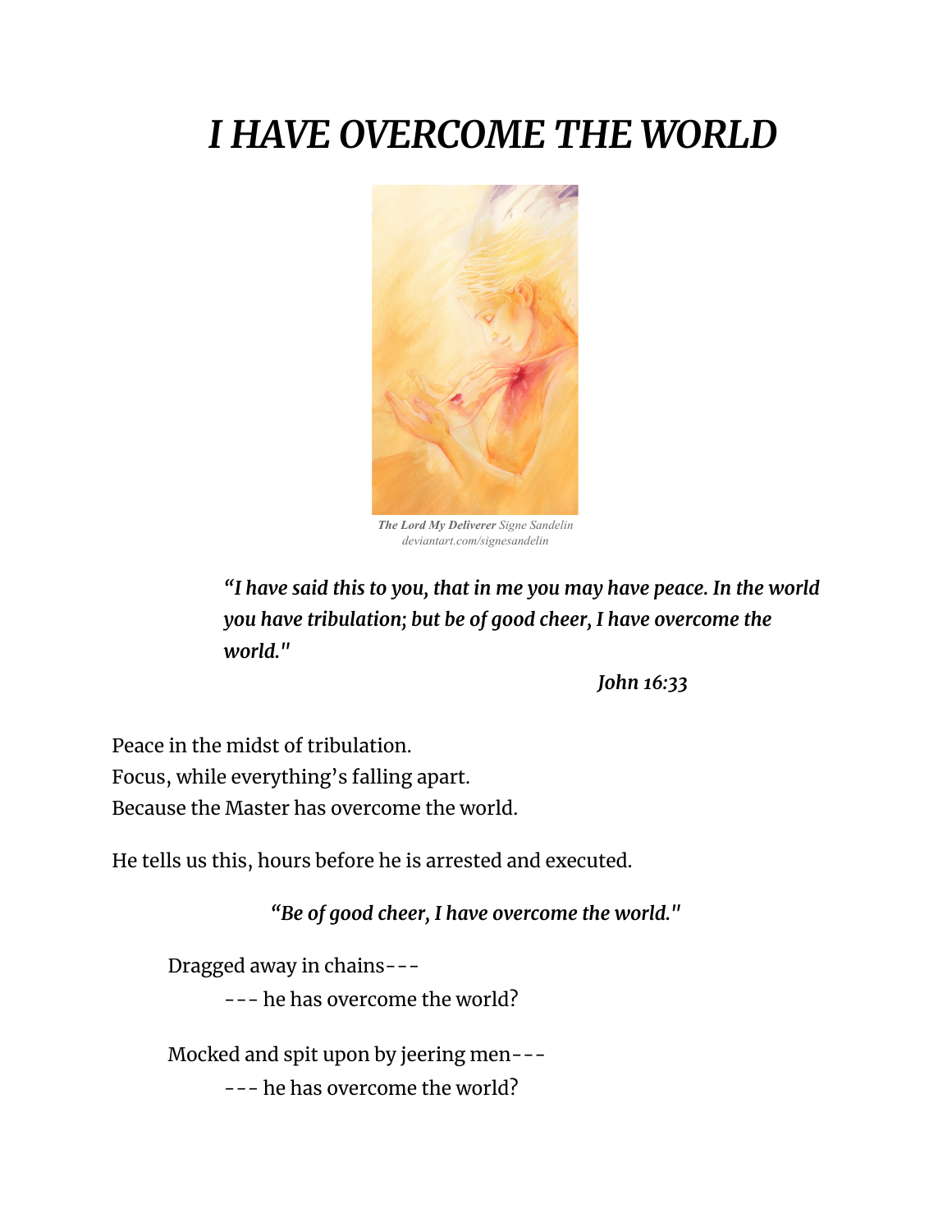# *I HAVE OVERCOME THE WORLD*

***The Lord My Deliverer*** *Signe Sandelin*
*deviantart.com/signesandelin*

> ***"I have said this to you, that in me you may have peace. In the world you have tribulation; but be of good cheer, I have overcome the world."***
>
> ***John 16:33***

Peace in the midst of tribulation.
Focus, while everything's falling apart.
Because the Master has overcome the world.

He tells us this, hours before he is arrested and executed.

***"Be of good cheer, I have overcome the world."***

Dragged away in chains---
--- he has overcome the world?

Mocked and spit upon by jeering men---
--- he has overcome the world?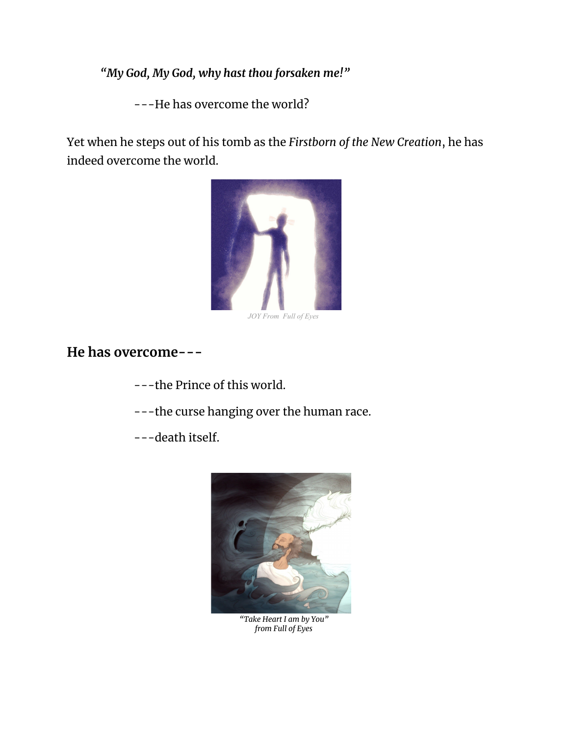***"My God, My God, why hast thou forsaken me!"***

---He has overcome the world?

Yet when he steps out of his tomb as the *Firstborn of the New Creation*, he has indeed overcome the world.

*JOY From Full of Eyes*

## He has overcome---

---the Prince of this world.

---the curse hanging over the human race.

---death itself.

*"Take Heart I am by You"*
*from Full of Eyes*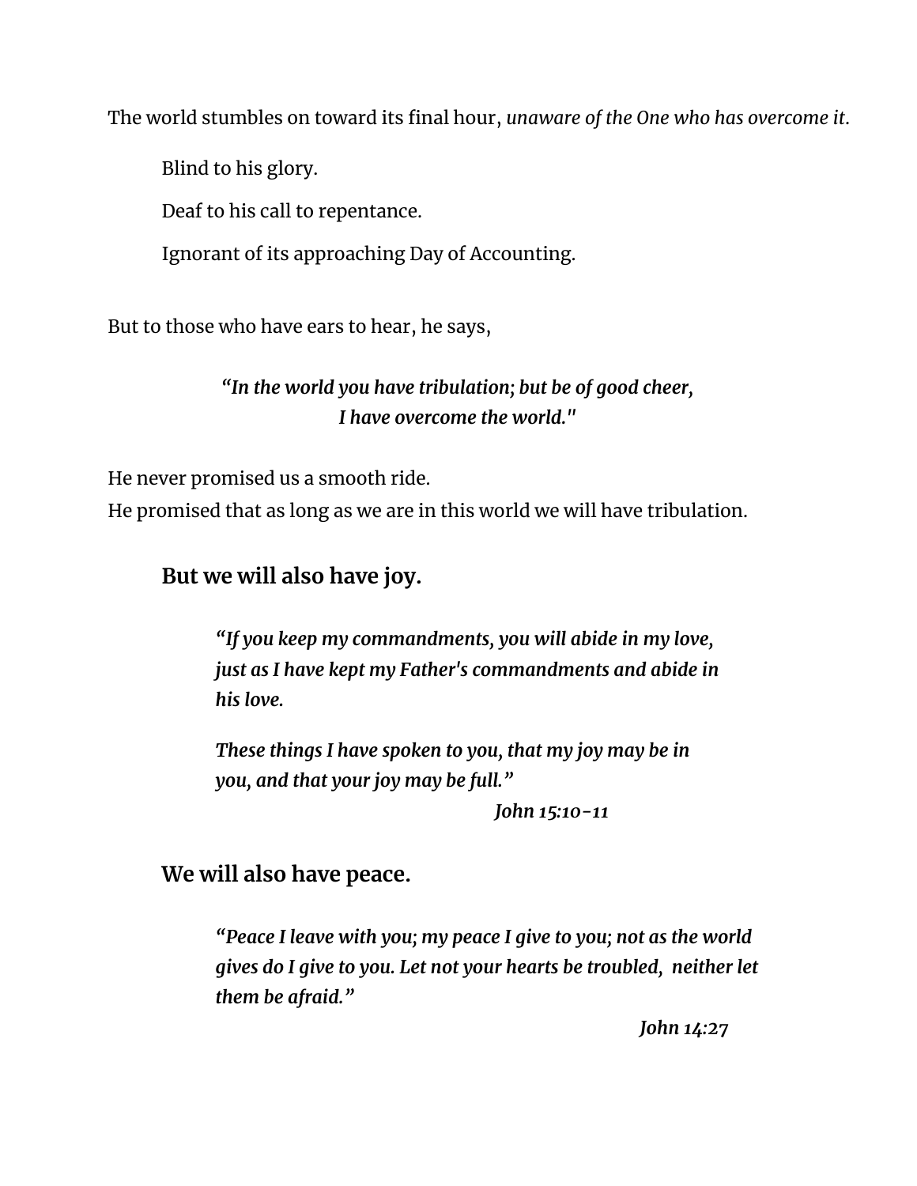The world stumbles on toward its final hour, *unaware of the One who has overcome it.*

> Blind to his glory.
>
> Deaf to his call to repentance.
>
> Ignorant of its approaching Day of Accounting.

But to those who have ears to hear, he says,

***"In the world you have tribulation; but be of good cheer,
I have overcome the world."***

He never promised us a smooth ride.
He promised that as long as we are in this world we will have tribulation.

**But we will also have joy.**

> ***"If you keep my commandments, you will abide in my love, just as I have kept my Father's commandments and abide in his love.***
>
> ***These things I have spoken to you, that my joy may be in you, and that your joy may be full."***
>
> ***John 15:10-11***

**We will also have peace.**

> ***"Peace I leave with you; my peace I give to you; not as the world gives do I give to you. Let not your hearts be troubled, neither let them be afraid."***
>
> ***John 14:27***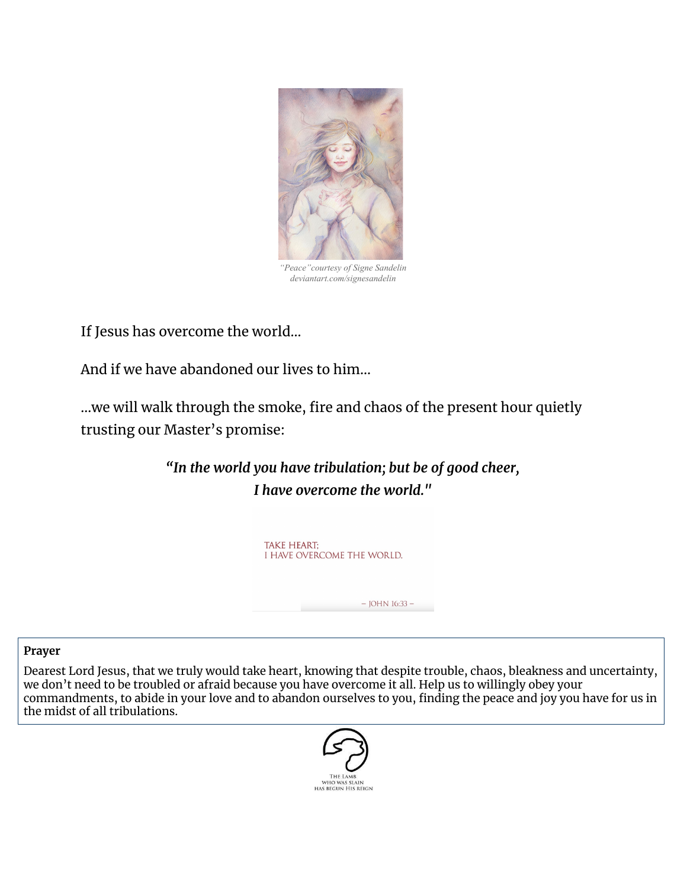*"Peace" courtesy of Signe Sandelin*
*deviantart.com/signesandelin*

If Jesus has overcome the world...

And if we have abandoned our lives to him...

...we will walk through the smoke, fire and chaos of the present hour quietly trusting our Master's promise:

***"In the world you have tribulation; but be of good cheer, I have overcome the world."***

TAKE HEART;
I HAVE OVERCOME THE WORLD.

– JOHN 16:33 –

**Prayer**

Dearest Lord Jesus, that we truly would take heart, knowing that despite trouble, chaos, bleakness and uncertainty, we don't need to be troubled or afraid because you have overcome it all. Help us to willingly obey your commandments, to abide in your love and to abandon ourselves to you, finding the peace and joy you have for us in the midst of all tribulations.

THE LAMB
WHO WAS SLAIN
HAS BEGUN HIS REIGN